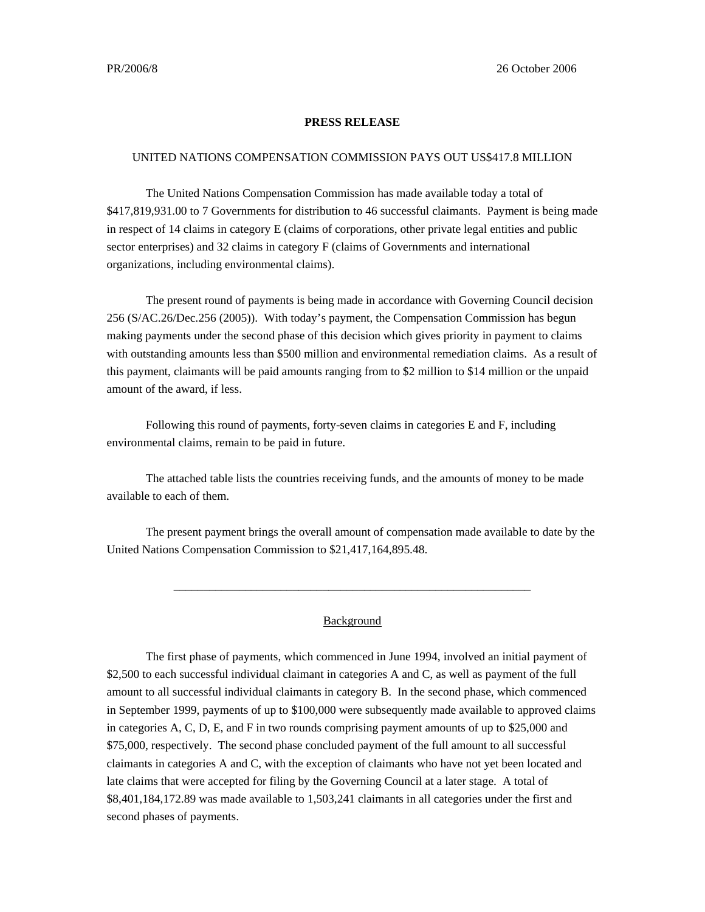PR/2006/8 26 October 2006

**PRESS RELEASE**

UNITED NATIONS COMPENSATION COMMISSION PAYS OUT US$417.8 MILLION

The United Nations Compensation Commission has made available today a total of $417,819,931.00 to 7 Governments for distribution to 46 successful claimants. Payment is being made in respect of 14 claims in category E (claims of corporations, other private legal entities and public sector enterprises) and 32 claims in category F (claims of Governments and international organizations, including environmental claims).

The present round of payments is being made in accordance with Governing Council decision 256 (S/AC.26/Dec.256 (2005)). With today's payment, the Compensation Commission has begun making payments under the second phase of this decision which gives priority in payment to claims with outstanding amounts less than $500 million and environmental remediation claims. As a result of this payment, claimants will be paid amounts ranging from to $2 million to $14 million or the unpaid amount of the award, if less.

Following this round of payments, forty-seven claims in categories E and F, including environmental claims, remain to be paid in future.

The attached table lists the countries receiving funds, and the amounts of money to be made available to each of them.

The present payment brings the overall amount of compensation made available to date by the United Nations Compensation Commission to $21,417,164,895.48.

---

Background

The first phase of payments, which commenced in June 1994, involved an initial payment of $2,500 to each successful individual claimant in categories A and C, as well as payment of the full amount to all successful individual claimants in category B. In the second phase, which commenced in September 1999, payments of up to $100,000 were subsequently made available to approved claims in categories A, C, D, E, and F in two rounds comprising payment amounts of up to $25,000 and $75,000, respectively. The second phase concluded payment of the full amount to all successful claimants in categories A and C, with the exception of claimants who have not yet been located and late claims that were accepted for filing by the Governing Council at a later stage. A total of $8,401,184,172.89 was made available to 1,503,241 claimants in all categories under the first and second phases of payments.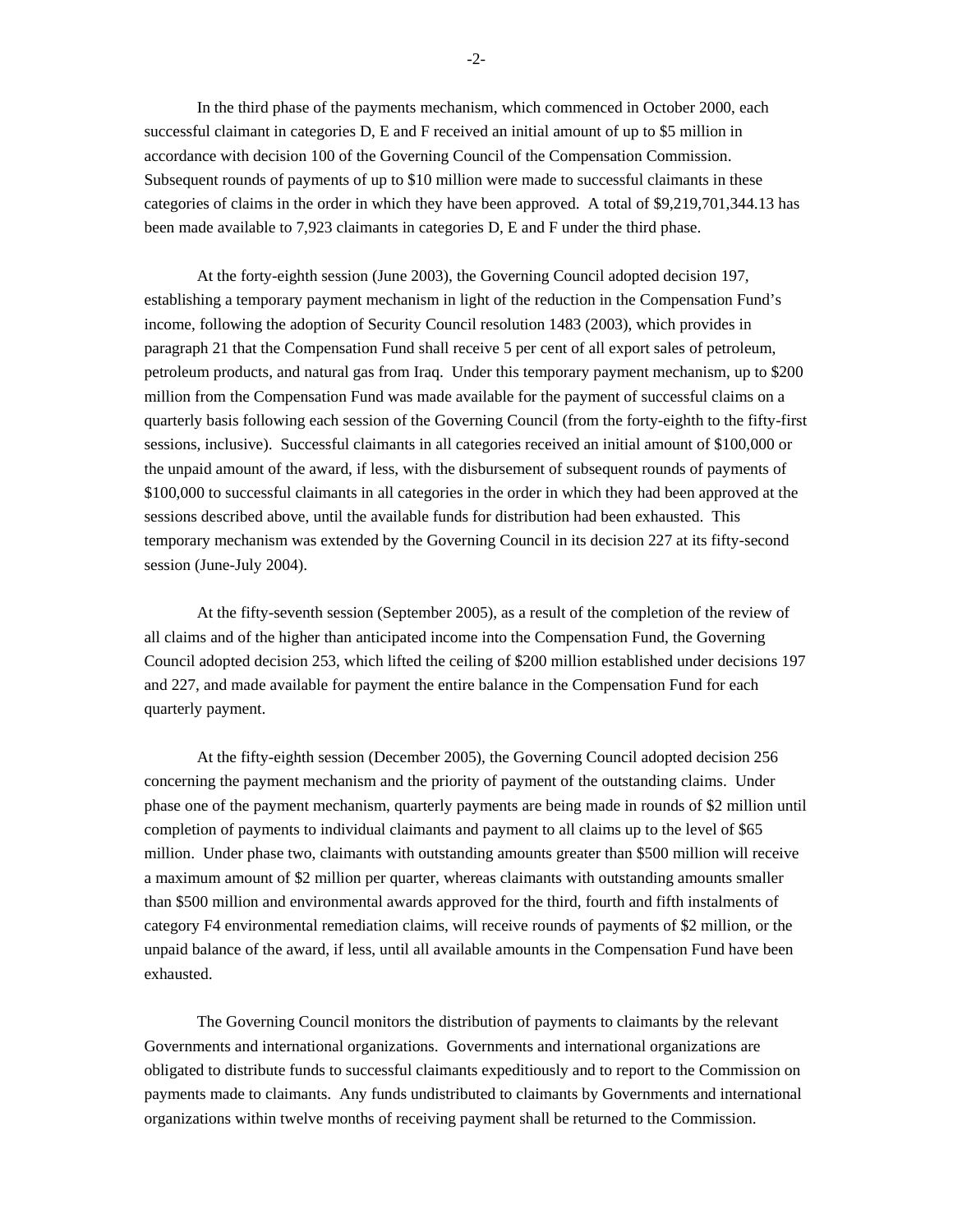In the third phase of the payments mechanism, which commenced in October 2000, each successful claimant in categories D, E and F received an initial amount of up to $5 million in accordance with decision 100 of the Governing Council of the Compensation Commission. Subsequent rounds of payments of up to $10 million were made to successful claimants in these categories of claims in the order in which they have been approved. A total of $9,219,701,344.13 has been made available to 7,923 claimants in categories D, E and F under the third phase.

At the forty-eighth session (June 2003), the Governing Council adopted decision 197, establishing a temporary payment mechanism in light of the reduction in the Compensation Fund's income, following the adoption of Security Council resolution 1483 (2003), which provides in paragraph 21 that the Compensation Fund shall receive 5 per cent of all export sales of petroleum, petroleum products, and natural gas from Iraq. Under this temporary payment mechanism, up to $200 million from the Compensation Fund was made available for the payment of successful claims on a quarterly basis following each session of the Governing Council (from the forty-eighth to the fifty-first sessions, inclusive). Successful claimants in all categories received an initial amount of $100,000 or the unpaid amount of the award, if less, with the disbursement of subsequent rounds of payments of $100,000 to successful claimants in all categories in the order in which they had been approved at the sessions described above, until the available funds for distribution had been exhausted. This temporary mechanism was extended by the Governing Council in its decision 227 at its fifty-second session (June-July 2004).

At the fifty-seventh session (September 2005), as a result of the completion of the review of all claims and of the higher than anticipated income into the Compensation Fund, the Governing Council adopted decision 253, which lifted the ceiling of $200 million established under decisions 197 and 227, and made available for payment the entire balance in the Compensation Fund for each quarterly payment.

At the fifty-eighth session (December 2005), the Governing Council adopted decision 256 concerning the payment mechanism and the priority of payment of the outstanding claims. Under phase one of the payment mechanism, quarterly payments are being made in rounds of $2 million until completion of payments to individual claimants and payment to all claims up to the level of $65 million. Under phase two, claimants with outstanding amounts greater than $500 million will receive a maximum amount of $2 million per quarter, whereas claimants with outstanding amounts smaller than $500 million and environmental awards approved for the third, fourth and fifth instalments of category F4 environmental remediation claims, will receive rounds of payments of $2 million, or the unpaid balance of the award, if less, until all available amounts in the Compensation Fund have been exhausted.

The Governing Council monitors the distribution of payments to claimants by the relevant Governments and international organizations. Governments and international organizations are obligated to distribute funds to successful claimants expeditiously and to report to the Commission on payments made to claimants. Any funds undistributed to claimants by Governments and international organizations within twelve months of receiving payment shall be returned to the Commission.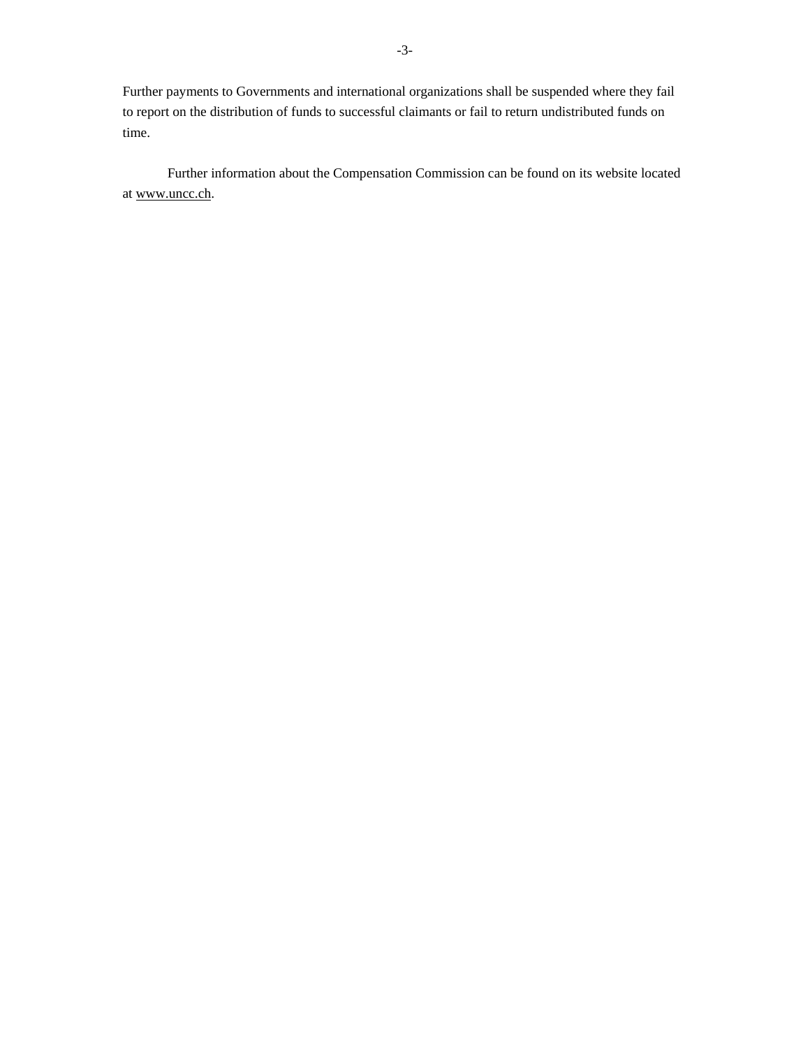Further payments to Governments and international organizations shall be suspended where they fail to report on the distribution of funds to successful claimants or fail to return undistributed funds on time.

Further information about the Compensation Commission can be found on its website located at www.uncc.ch.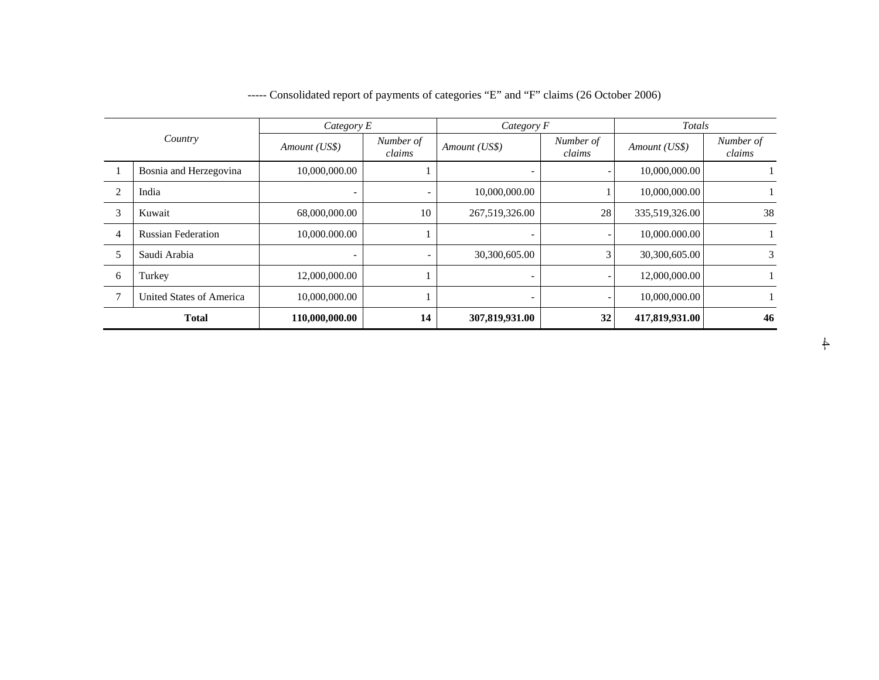----- Consolidated report of payments of categories “E” and “F” claims (26 October 2006)

| | Country | *Category E* | | *Category F* | | *Totals* | |
|---|---|---|---|---|---|---|---|
| | | *Amount (US$)* | *Number of claims* | *Amount (US$)* | *Number of claims* | *Amount (US$)* | *Number of claims* |
| 1 | Bosnia and Herzegovina | 10,000,000.00 | 1 | - | - | 10,000,000.00 | 1 |
| 2 | India | - | - | 10,000,000.00 | 1 | 10,000,000.00 | 1 |
| 3 | Kuwait | 68,000,000.00 | 10 | 267,519,326.00 | 28 | 335,519,326.00 | 38 |
| 4 | Russian Federation | 10,000.000.00 | 1 | - | - | 10,000.000.00 | 1 |
| 5 | Saudi Arabia | - | - | 30,300,605.00 | 3 | 30,300,605.00 | 3 |
| 6 | Turkey | 12,000,000.00 | 1 | - | - | 12,000,000.00 | 1 |
| 7 | United States of America | 10,000,000.00 | 1 | - | - | 10,000,000.00 | 1 |
| **Total** | | **110,000,000.00** | **14** | **307,819,931.00** | **32** | **417,819,931.00** | **46** |